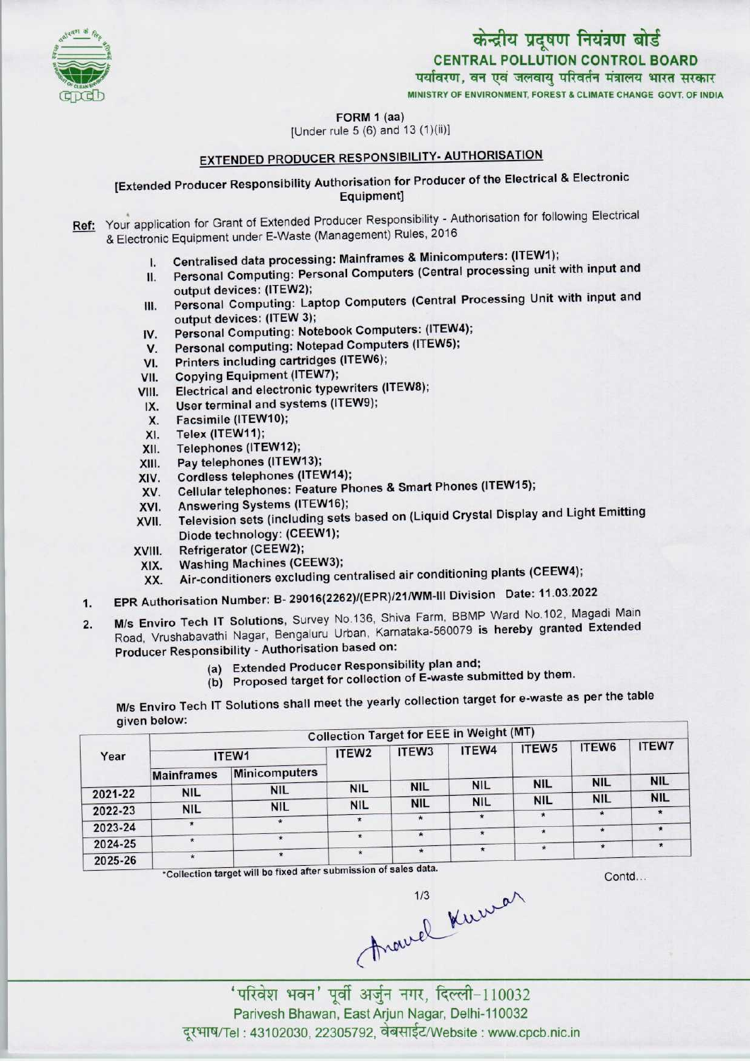# केन्द्रीय प्रदूषण नियंत्रण बोर्ड

## CENTRAL POLLUTION CONTROL BOARD

पर्यावरण, वन एवं जलवायु परिवर्तन मंत्रालय भारत सरकार

MINISTRY OF ENVIRONMENT, FOREST & CLIMATE CHANGE GOVT. OF INDIA

FORM 1 (aa)

[Under rule 5 (6) and 13 (1)(ii)]

### EXTENDED PRODUCER RESPONSIBILITY- AUTHORISATION

[Extended Producer Responsibility Authorisation for Producer of the Electrical & Electronic Equipment]

**Ref:** Your application for Grant of Extended Producer Responsibility - Authorisation for following Electrical & Electronic Equipment under E-Waste (Management) Rules, 2016

I. Centralised data processing: Mainframes & Minicomputers: (ITEW1);
II. Personal Computing: Personal Computers (Central processing unit with input and output devices: (ITEW2);
III. Personal Computing: Laptop Computers (Central Processing Unit with input and output devices: (ITEW 3);
IV. Personal Computing: Notebook Computers: (ITEW4);
V. Personal computing: Notepad Computers (ITEW5);
VI. Printers including cartridges (ITEW6);
VII. Copying Equipment (ITEW7);
VIII. Electrical and electronic typewriters (ITEW8);
IX. User terminal and systems (ITEW9);
X. Facsimile (ITEW10);
XI. Telex (ITEW11);
XII. Telephones (ITEW12);
XIII. Pay telephones (ITEW13);
XIV. Cordless telephones (ITEW14);
XV. Cellular telephones: Feature Phones & Smart Phones (ITEW15);
XVI. Answering Systems (ITEW16);
XVII. Television sets (including sets based on (Liquid Crystal Display and Light Emitting Diode technology: (CEEW1);
XVIII. Refrigerator (CEEW2);
XIX. Washing Machines (CEEW3);
XX. Air-conditioners excluding centralised air conditioning plants (CEEW4);

1. EPR Authorisation Number: B- 29016(2262)/(EPR)/21/WM-III Division Date: 11.03.2022
2. M/s Enviro Tech IT Solutions, Survey No.136, Shiva Farm, BBMP Ward No.102, Magadi Main Road, Vrushabavathi Nagar, Bengaluru Urban, Karnataka-560079 is hereby granted Extended Producer Responsibility - Authorisation based on:
   (a) Extended Producer Responsibility plan and;
   (b) Proposed target for collection of E-waste submitted by them.

M/s Enviro Tech IT Solutions shall meet the yearly collection target for e-waste as per the table given below:

| Year | Collection Target for EEE in Weight (MT) | | | | | | | |
|---|---|---|---|---|---|---|---|---|
| | ITEW1 | | ITEW2 | ITEW3 | ITEW4 | ITEW5 | ITEW6 | ITEW7 |
| | Mainframes | Minicomputers | | | | | | |
| 2021-22 | NIL | NIL | NIL | NIL | NIL | NIL | NIL | NIL |
| 2022-23 | NIL | NIL | NIL | NIL | NIL | NIL | NIL | NIL |
| 2023-24 | * | * | * | * | * | * | * | * |
| 2024-25 | * | * | * | * | * | * | * | * |
| 2025-26 | * | * | * | * | * | * | * | * |

*Collection target will be fixed after submission of sales data.

Contd...

'परिवेश भवन' पूर्वी अर्जुन नगर, दिल्ली-110032

Parivesh Bhawan, East Arjun Nagar, Delhi-110032

दूरभाष/Tel : 43102030, 22305792, वेबसाईट/Website : www.cpcb.nic.in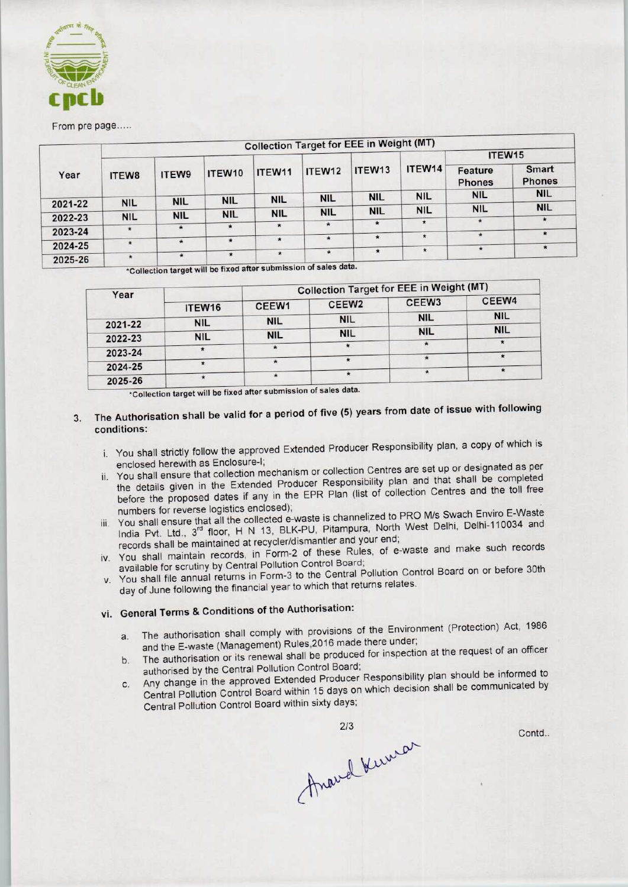From pre page.....

| Year | Collection Target for EEE in Weight (MT) | | | | | | | | |
|---|---|---|---|---|---|---|---|---|---|
| | ITEW8 | ITEW9 | ITEW10 | ITEW11 | ITEW12 | ITEW13 | ITEW14 | ITEW15 | |
| | | | | | | | | Feature Phones | Smart Phones |
| 2021-22 | NIL | NIL | NIL | NIL | NIL | NIL | NIL | NIL | NIL |
| 2022-23 | NIL | NIL | NIL | NIL | NIL | NIL | NIL | NIL | NIL |
| 2023-24 | * | * | * | * | * | * | * | * | * |
| 2024-25 | * | * | * | * | * | * | * | * | * |
| 2025-26 | * | * | * | * | * | * | * | * | * |

*Collection target will be fixed after submission of sales data.

| Year | Collection Target for EEE in Weight (MT) | | | | |
|---|---|---|---|---|---|
| | ITEW16 | CEEW1 | CEEW2 | CEEW3 | CEEW4 |
| 2021-22 | NIL | NIL | NIL | NIL | NIL |
| 2022-23 | NIL | NIL | NIL | NIL | NIL |
| 2023-24 | * | * | * | * | * |
| 2024-25 | * | * | * | * | * |
| 2025-26 | * | * | * | * | * |

*Collection target will be fixed after submission of sales data.

3. The Authorisation shall be valid for a period of five (5) years from date of issue with following conditions:

   i. You shall strictly follow the approved Extended Producer Responsibility plan, a copy of which is enclosed herewith as Enclosure-I;

   ii. You shall ensure that collection mechanism or collection Centres are set up or designated as per the details given in the Extended Producer Responsibility plan and that shall be completed before the proposed dates if any in the EPR Plan (list of collection Centres and the toll free numbers for reverse logistics enclosed);

   iii. You shall ensure that all the collected e-waste is channelized to PRO M/s Swach Enviro E-Waste India Pvt. Ltd., 3rd floor, H N 13, BLK-PU, Pitampura, North West Delhi, Delhi-110034 and records shall be maintained at recycler/dismantler and your end;

   iv. You shall maintain records, in Form-2 of these Rules, of e-waste and make such records available for scrutiny by Central Pollution Control Board;

   v. You shall file annual returns in Form-3 to the Central Pollution Control Board on or before 30th day of June following the financial year to which that returns relates.

   vi. **General Terms & Conditions of the Authorisation:**

      a. The authorisation shall comply with provisions of the Environment (Protection) Act, 1986 and the E-waste (Management) Rules,2016 made there under;

      b. The authorisation or its renewal shall be produced for inspection at the request of an officer authorised by the Central Pollution Control Board;

      c. Any change in the approved Extended Producer Responsibility plan should be informed to Central Pollution Control Board within 15 days on which decision shall be communicated by Central Pollution Control Board within sixty days;

Contd..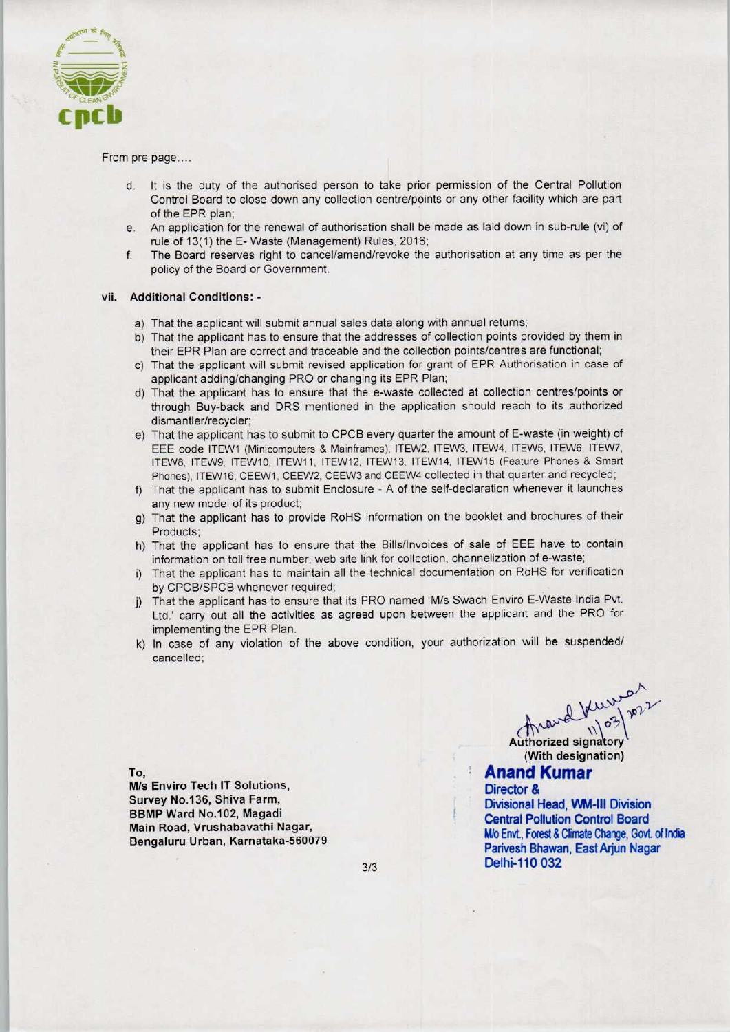From pre page....

d. It is the duty of the authorised person to take prior permission of the Central Pollution Control Board to close down any collection centre/points or any other facility which are part of the EPR plan;

e. An application for the renewal of authorisation shall be made as laid down in sub-rule (vi) of rule of 13(1) the E- Waste (Management) Rules, 2016;

f. The Board reserves right to cancel/amend/revoke the authorisation at any time as per the policy of the Board or Government.

**vii. Additional Conditions: -**

a) That the applicant will submit annual sales data along with annual returns;

b) That the applicant has to ensure that the addresses of collection points provided by them in their EPR Plan are correct and traceable and the collection points/centres are functional;

c) That the applicant will submit revised application for grant of EPR Authorisation in case of applicant adding/changing PRO or changing its EPR Plan;

d) That the applicant has to ensure that the e-waste collected at collection centres/points or through Buy-back and DRS mentioned in the application should reach to its authorized dismantler/recycler;

e) That the applicant has to submit to CPCB every quarter the amount of E-waste (in weight) of EEE code ITEW1 (Minicomputers & Mainframes), ITEW2, ITEW3, ITEW4, ITEW5, ITEW6, ITEW7, ITEW8, ITEW9, ITEW10, ITEW11, ITEW12, ITEW13, ITEW14, ITEW15 (Feature Phones & Smart Phones), ITEW16, CEEW1, CEEW2, CEEW3 and CEEW4 collected in that quarter and recycled;

f) That the applicant has to submit Enclosure - A of the self-declaration whenever it launches any new model of its product;

g) That the applicant has to provide RoHS information on the booklet and brochures of their Products;

h) That the applicant has to ensure that the Bills/Invoices of sale of EEE have to contain information on toll free number, web site link for collection, channelization of e-waste;

i) That the applicant has to maintain all the technical documentation on RoHS for verification by CPCB/SPCB whenever required;

j) That the applicant has to ensure that its PRO named 'M/s Swach Enviro E-Waste India Pvt. Ltd.' carry out all the activities as agreed upon between the applicant and the PRO for implementing the EPR Plan.

k) In case of any violation of the above condition, your authorization will be suspended/ cancelled;

Anand Kumar 11/03/2022

Authorized signatory
(With designation)

**Anand Kumar**
**Director &**
**Divisional Head, WM-III Division**
**Central Pollution Control Board**
**M/o Envt., Forest & Climate Change, Govt. of India**
**Parivesh Bhawan, East Arjun Nagar**
**Delhi-110 032**

To,
**M/s Enviro Tech IT Solutions,**
**Survey No.136, Shiva Farm,**
**BBMP Ward No.102, Magadi**
**Main Road, Vrushabavathi Nagar,**
**Bengaluru Urban, Karnataka-560079**